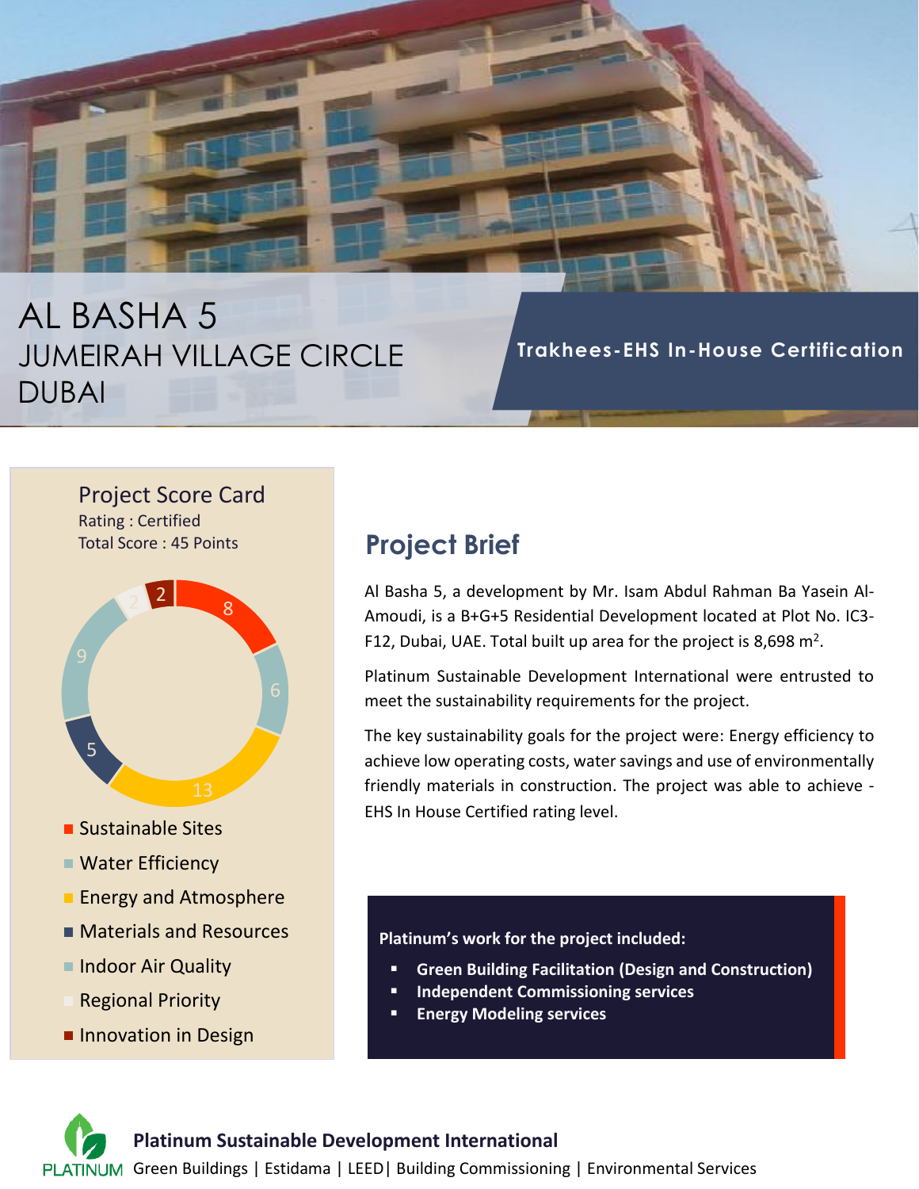# AL BASHA 5
JUMEIRAH VILLAGE CIRCLE
DUBAI

**Trakhees-EHS In-House Certification**

## Project Score Card

Rating : Certified
Total Score : 45 Points

| Category | Points |
|---|---|
| Sustainable Sites | 8 |
| Water Efficiency | 6 |
| Energy and Atmosphere | 13 |
| Materials and Resources | 5 |
| Indoor Air Quality | 9 |
| Regional Priority | 2 |
| Innovation in Design | 2 |

## Project Brief

Al Basha 5, a development by Mr. Isam Abdul Rahman Ba Yasein Al-Amoudi, is a B+G+5 Residential Development located at Plot No. IC3-F12, Dubai, UAE. Total built up area for the project is 8,698 m$^2$.

Platinum Sustainable Development International were entrusted to meet the sustainability requirements for the project.

The key sustainability goals for the project were: Energy efficiency to achieve low operating costs, water savings and use of environmentally friendly materials in construction. The project was able to achieve - EHS In House Certified rating level.

**Platinum's work for the project included:**

- **Green Building Facilitation (Design and Construction)**
- **Independent Commissioning services**
- **Energy Modeling services**

**Platinum Sustainable Development International**
Green Buildings | Estidama | LEED| Building Commissioning | Environmental Services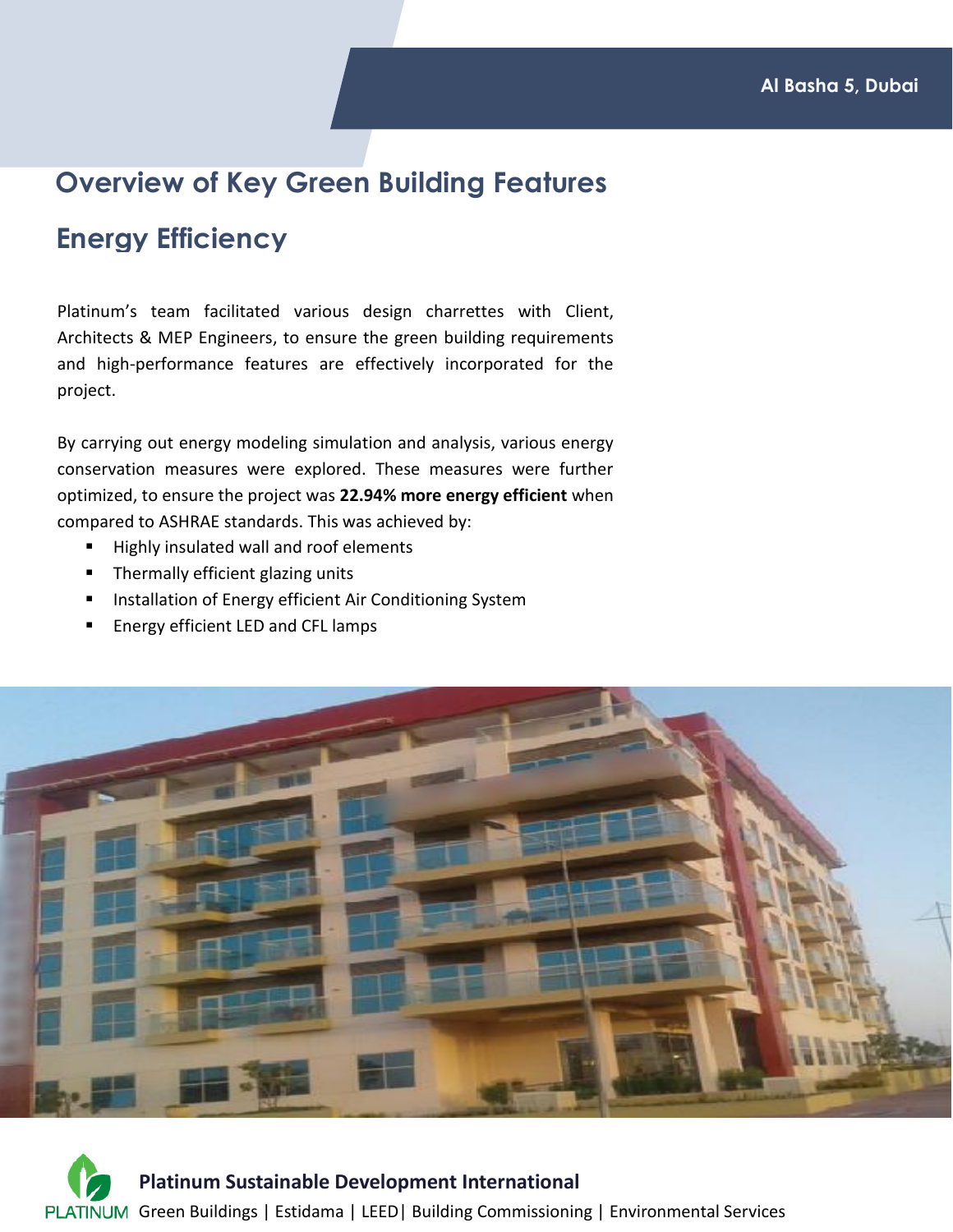Al Basha 5, Dubai

# Overview of Key Green Building Features

## Energy Efficiency

Platinum's team facilitated various design charrettes with Client, Architects & MEP Engineers, to ensure the green building requirements and high-performance features are effectively incorporated for the project.

By carrying out energy modeling simulation and analysis, various energy conservation measures were explored. These measures were further optimized, to ensure the project was **22.94% more energy efficient** when compared to ASHRAE standards. This was achieved by:

- Highly insulated wall and roof elements
- Thermally efficient glazing units
- Installation of Energy efficient Air Conditioning System
- Energy efficient LED and CFL lamps

**Platinum Sustainable Development International**

Green Buildings | Estidama | LEED| Building Commissioning | Environmental Services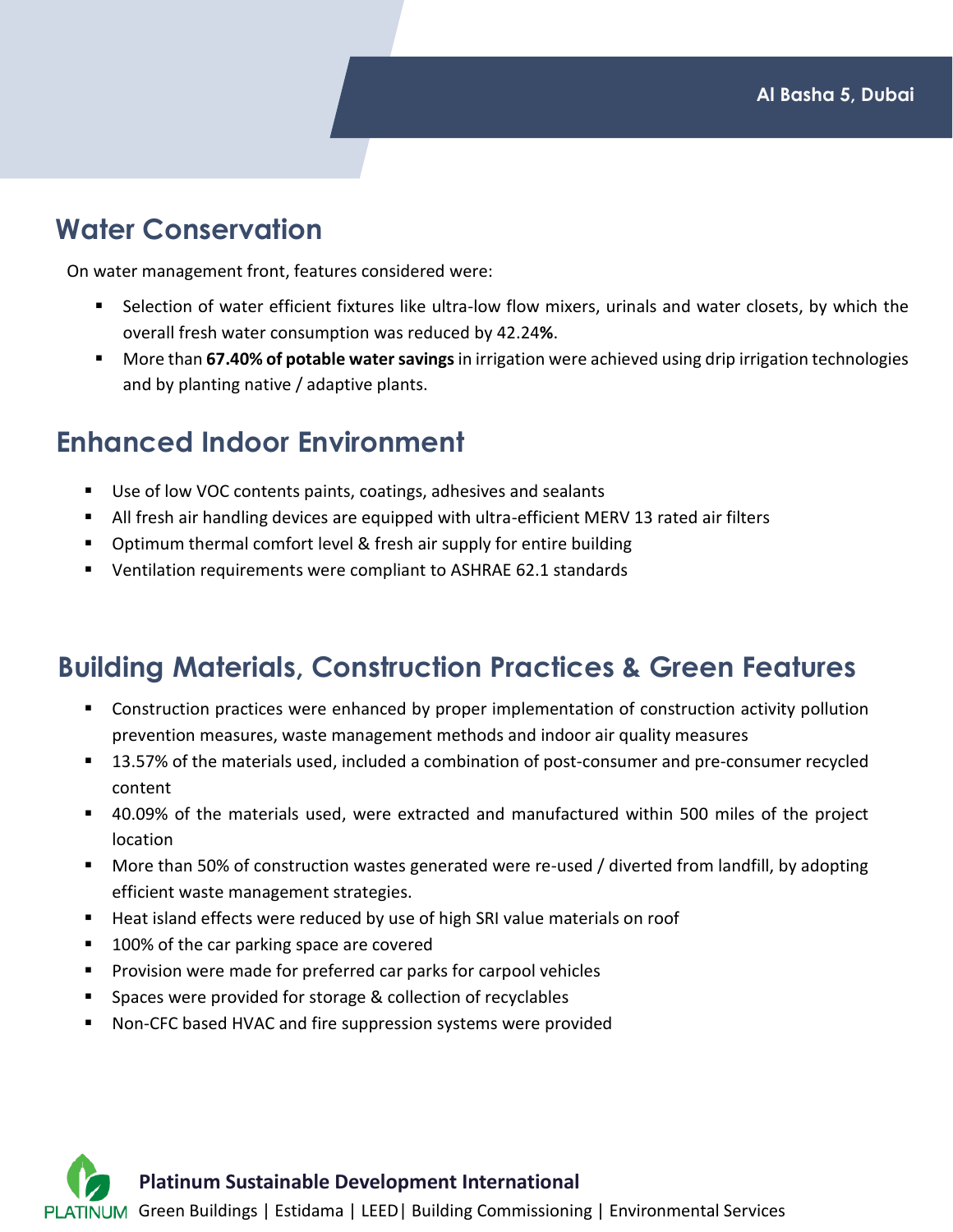## Water Conservation

On water management front, features considered were:

- Selection of water efficient fixtures like ultra-low flow mixers, urinals and water closets, by which the overall fresh water consumption was reduced by 42.24**%**.
- More than **67.40% of potable water savings** in irrigation were achieved using drip irrigation technologies and by planting native / adaptive plants.

## Enhanced Indoor Environment

- Use of low VOC contents paints, coatings, adhesives and sealants
- All fresh air handling devices are equipped with ultra-efficient MERV 13 rated air filters
- Optimum thermal comfort level & fresh air supply for entire building
- Ventilation requirements were compliant to ASHRAE 62.1 standards

## Building Materials, Construction Practices & Green Features

- Construction practices were enhanced by proper implementation of construction activity pollution prevention measures, waste management methods and indoor air quality measures
- 13.57% of the materials used, included a combination of post-consumer and pre-consumer recycled content
- 40.09% of the materials used, were extracted and manufactured within 500 miles of the project location
- More than 50% of construction wastes generated were re-used / diverted from landfill, by adopting efficient waste management strategies.
- Heat island effects were reduced by use of high SRI value materials on roof
- 100% of the car parking space are covered
- Provision were made for preferred car parks for carpool vehicles
- Spaces were provided for storage & collection of recyclables
- Non-CFC based HVAC and fire suppression systems were provided